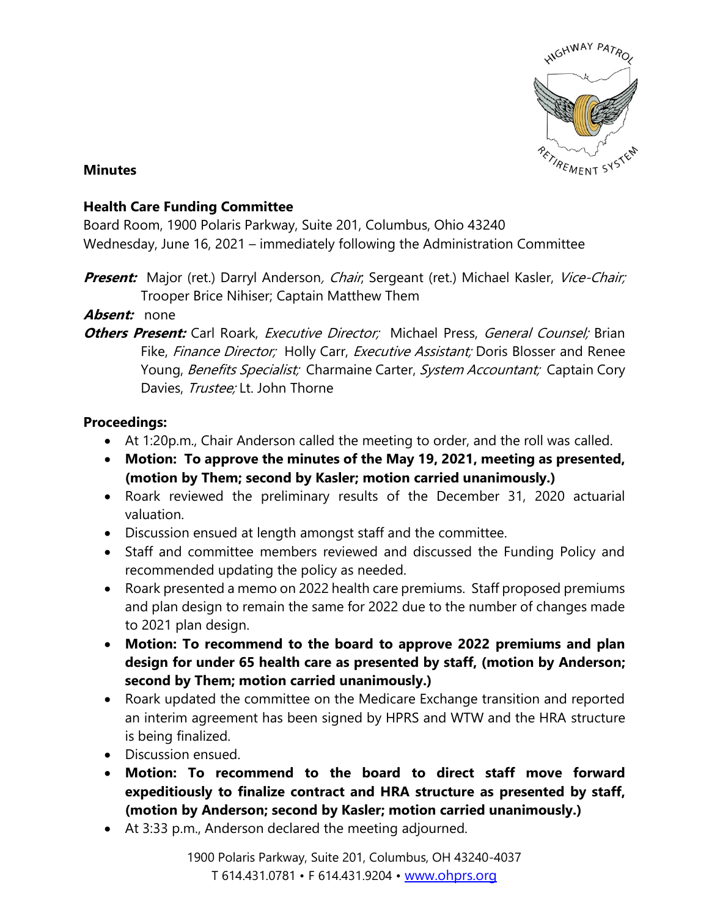**Minutes**

**Health Care Funding Committee**
Board Room, 1900 Polaris Parkway, Suite 201, Columbus, Ohio 43240
Wednesday, June 16, 2021 – immediately following the Administration Committee

***Present:*** Major (ret.) Darryl Anderson, *Chair*, Sergeant (ret.) Michael Kasler, *Vice-Chair;* Trooper Brice Nihiser; Captain Matthew Them

***Absent:*** none

***Others Present:*** Carl Roark, *Executive Director;* Michael Press, *General Counsel;* Brian Fike, *Finance Director;* Holly Carr, *Executive Assistant;* Doris Blosser and Renee Young, *Benefits Specialist;* Charmaine Carter, *System Accountant;* Captain Cory Davies, *Trustee;* Lt. John Thorne

**Proceedings:**

- At 1:20p.m., Chair Anderson called the meeting to order, and the roll was called.
- **Motion: To approve the minutes of the May 19, 2021, meeting as presented, (motion by Them; second by Kasler; motion carried unanimously.)**
- Roark reviewed the preliminary results of the December 31, 2020 actuarial valuation.
- Discussion ensued at length amongst staff and the committee.
- Staff and committee members reviewed and discussed the Funding Policy and recommended updating the policy as needed.
- Roark presented a memo on 2022 health care premiums. Staff proposed premiums and plan design to remain the same for 2022 due to the number of changes made to 2021 plan design.
- **Motion: To recommend to the board to approve 2022 premiums and plan design for under 65 health care as presented by staff, (motion by Anderson; second by Them; motion carried unanimously.)**
- Roark updated the committee on the Medicare Exchange transition and reported an interim agreement has been signed by HPRS and WTW and the HRA structure is being finalized.
- Discussion ensued.
- **Motion: To recommend to the board to direct staff move forward expeditiously to finalize contract and HRA structure as presented by staff, (motion by Anderson; second by Kasler; motion carried unanimously.)**
- At 3:33 p.m., Anderson declared the meeting adjourned.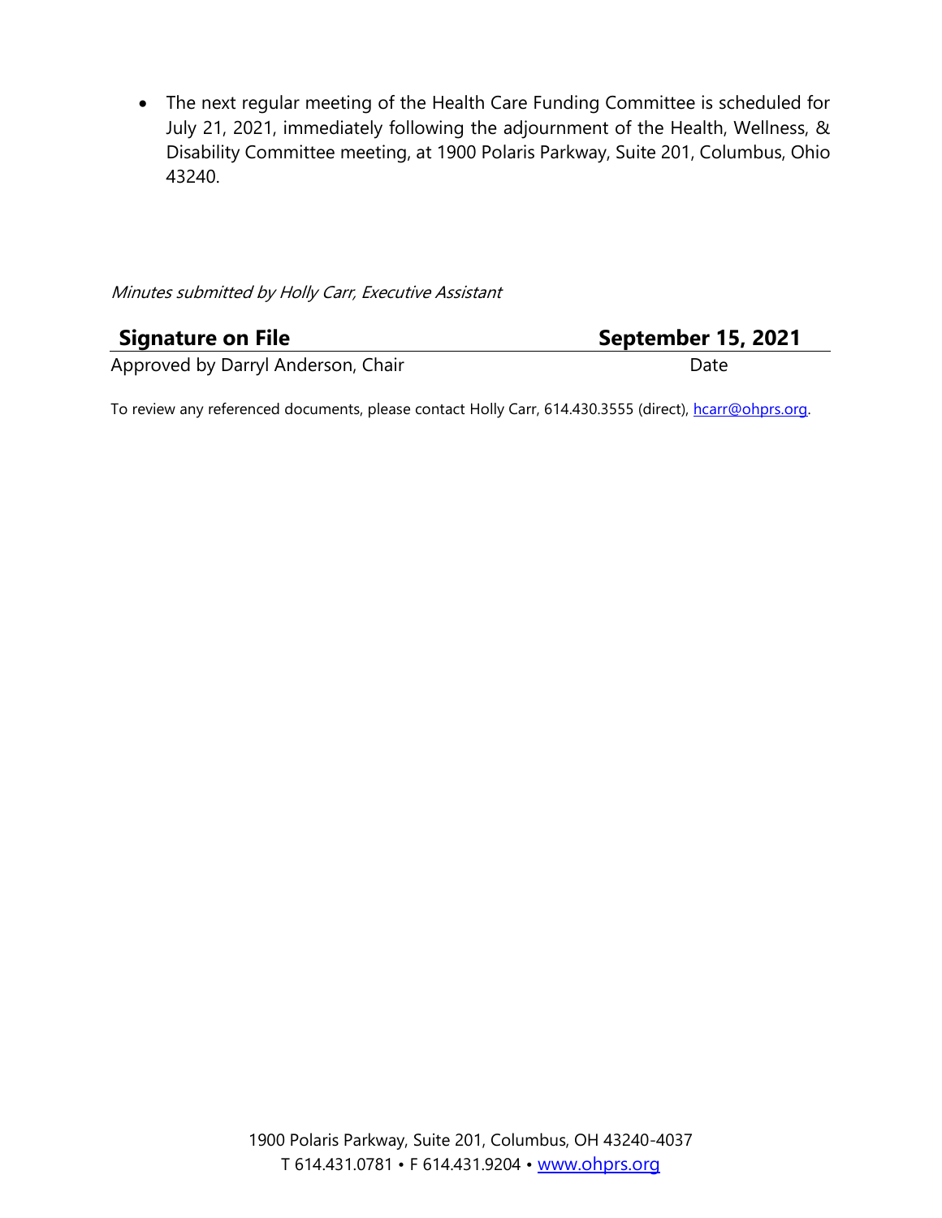- The next regular meeting of the Health Care Funding Committee is scheduled for July 21, 2021, immediately following the adjournment of the Health, Wellness, & Disability Committee meeting, at 1900 Polaris Parkway, Suite 201, Columbus, Ohio 43240.

*Minutes submitted by Holly Carr, Executive Assistant*

| **Signature on File** | **September 15, 2021** |
|---|---|
| Approved by Darryl Anderson, Chair | Date |

To review any referenced documents, please contact Holly Carr, 614.430.3555 (direct), hcarr@ohprs.org.

1900 Polaris Parkway, Suite 201, Columbus, OH 43240-4037
T 614.431.0781 • F 614.431.9204 • www.ohprs.org